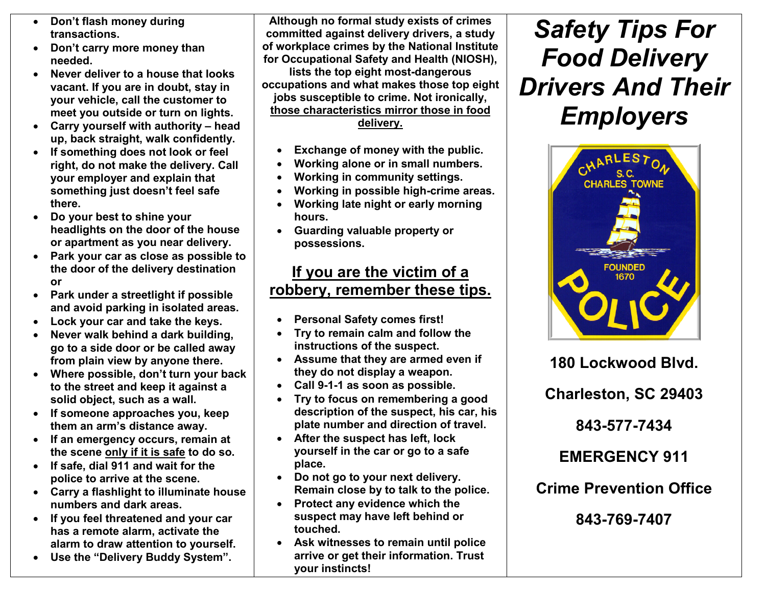- **Don't flash money during transactions.**
- **Don't carry more money than needed.**
- **Never deliver to a house that looks vacant. If you are in doubt, stay in your vehicle, call the customer to meet you outside or turn on lights.**
- **Carry yourself with authority – head up, back straight, walk confidently.**
- **If something does not look or feel right, do not make the delivery. Call your employer and explain that something just doesn't feel safe there.**
- **Do your best to shine your headlights on the door of the house or apartment as you near delivery.**
- **Park your car as close as possible to the door of the delivery destination or**
- **Park under a streetlight if possible and avoid parking in isolated areas.**
- **Lock your car and take the keys.**
- **Never walk behind a dark building, go to a side door or be called away from plain view by anyone there.**
- **Where possible, don't turn your back to the street and keep it against a solid object, such as a wall.**
- **If someone approaches you, keep them an arm's distance away.**
- **If an emergency occurs, remain at the scene only if it is safe to do so.**
- **If safe, dial 911 and wait for the police to arrive at the scene.**
- **Carry a flashlight to illuminate house numbers and dark areas.**
- **If you feel threatened and your car has a remote alarm, activate the alarm to draw attention to yourself.**
- **Use the "Delivery Buddy System".**

**Although no formal study exists of crimes committed against delivery drivers, a study of workplace crimes by the National Institute for Occupational Safety and Health (NIOSH), lists the top eight most-dangerous occupations and what makes those top eight jobs susceptible to crime. Not ironically, those characteristics mirror those in food delivery.**

- **Exchange of money with the public.**
- **Working alone or in small numbers.**
- **Working in community settings.**
- **Working in possible high-crime areas.**
- **Working late night or early morning hours.**
- **Guarding valuable property or possessions.**

## If you are the victim of a robbery, remember these tips.

- **Personal Safety comes first!**
- **Try to remain calm and follow the instructions of the suspect.**
- **Assume that they are armed even if they do not display a weapon.**
- **Call 9-1-1 as soon as possible.**
- **Try to focus on remembering a good description of the suspect, his car, his plate number and direction of travel.**
- **After the suspect has left, lock yourself in the car or go to a safe place.**
- **Do not go to your next delivery. Remain close by to talk to the police.**
- **Protect any evidence which the suspect may have left behind or touched.**
- **Ask witnesses to remain until police arrive or get their information. Trust your instincts!**

# *Safety Tips For Food Delivery Drivers And Their Employers*

CHARLESTON S.C. CHARLES TOWNE FOUNDED 1670 POLICE

**180 Lockwood Blvd.**

**Charleston, SC 29403**

**843-577-7434**

**EMERGENCY 911**

**Crime Prevention Office**

**843-769-7407**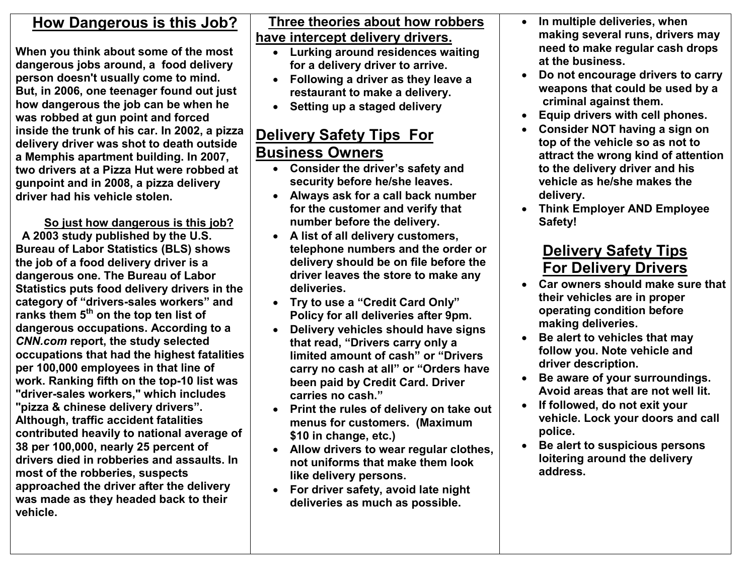## How Dangerous is this Job?

**When you think about some of the most dangerous jobs around, a food delivery person doesn't usually come to mind. But, in 2006, one teenager found out just how dangerous the job can be when he was robbed at gun point and forced inside the trunk of his car. In 2002, a pizza delivery driver was shot to death outside a Memphis apartment building. In 2007, two drivers at a Pizza Hut were robbed at gunpoint and in 2008, a pizza delivery driver had his vehicle stolen.**

**So just how dangerous is this job?**

**A 2003 study published by the U.S. Bureau of Labor Statistics (BLS) shows the job of a food delivery driver is a dangerous one. The Bureau of Labor Statistics puts food delivery drivers in the category of "drivers-sales workers" and ranks them 5th on the top ten list of dangerous occupations. According to a *CNN.com* report, the study selected occupations that had the highest fatalities per 100,000 employees in that line of work. Ranking fifth on the top-10 list was "driver-sales workers," which includes "pizza & chinese delivery drivers". Although, traffic accident fatalities contributed heavily to national average of 38 per 100,000, nearly 25 percent of drivers died in robberies and assaults. In most of the robberies, suspects approached the driver after the delivery was made as they headed back to their vehicle.**

**Three theories about how robbers have intercept delivery drivers.**

- **Lurking around residences waiting for a delivery driver to arrive.**
- **Following a driver as they leave a restaurant to make a delivery.**
- **Setting up a staged delivery**

## Delivery Safety Tips For Business Owners

- **Consider the driver's safety and security before he/she leaves.**
- **Always ask for a call back number for the customer and verify that number before the delivery.**
- **A list of all delivery customers, telephone numbers and the order or delivery should be on file before the driver leaves the store to make any deliveries.**
- **Try to use a "Credit Card Only" Policy for all deliveries after 9pm.**
- **Delivery vehicles should have signs that read, "Drivers carry only a limited amount of cash" or "Drivers carry no cash at all" or "Orders have been paid by Credit Card. Driver carries no cash."**
- **Print the rules of delivery on take out menus for customers. (Maximum $10 in change, etc.)**
- **Allow drivers to wear regular clothes, not uniforms that make them look like delivery persons.**
- **For driver safety, avoid late night deliveries as much as possible.**
- **In multiple deliveries, when making several runs, drivers may need to make regular cash drops at the business.**
- **Do not encourage drivers to carry weapons that could be used by a criminal against them.**
- **Equip drivers with cell phones.**
- **Consider NOT having a sign on top of the vehicle so as not to attract the wrong kind of attention to the delivery driver and his vehicle as he/she makes the delivery.**
- **Think Employer AND Employee Safety!**

## Delivery Safety Tips For Delivery Drivers

- **Car owners should make sure that their vehicles are in proper operating condition before making deliveries.**
- **Be alert to vehicles that may follow you. Note vehicle and driver description.**
- **Be aware of your surroundings. Avoid areas that are not well lit.**
- **If followed, do not exit your vehicle. Lock your doors and call police.**
- **Be alert to suspicious persons loitering around the delivery address.**